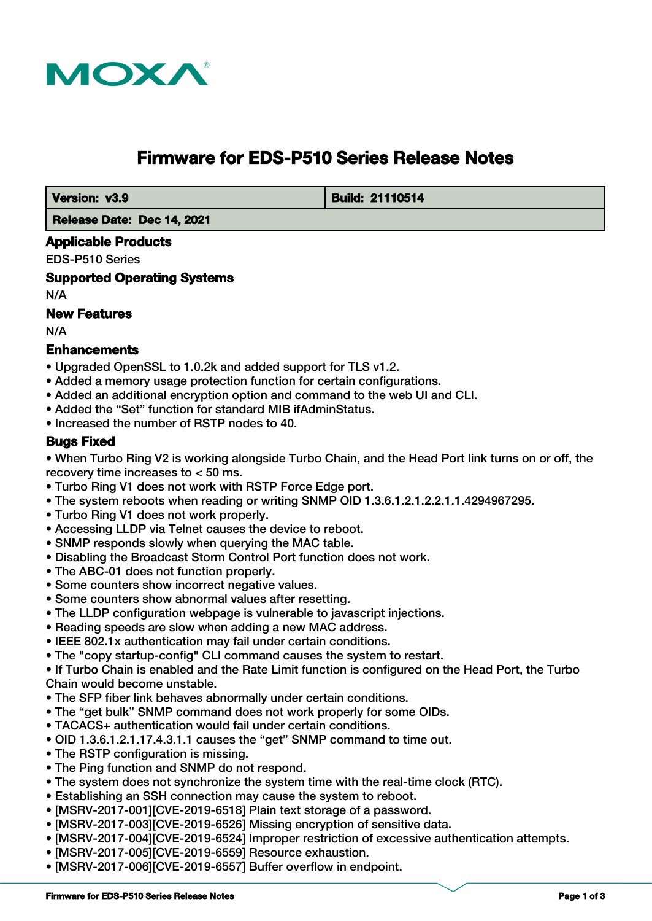# Firmware for EDS-P510 Series Release Notes

| **Version: v3.9** | **Build: 21110514** |
| --- | --- |
| **Release Date: Dec 14, 2021** | |

## Applicable Products

EDS-P510 Series

## Supported Operating Systems

N/A

## New Features

N/A

## Enhancements

- Upgraded OpenSSL to 1.0.2k and added support for TLS v1.2.
- Added a memory usage protection function for certain configurations.
- Added an additional encryption option and command to the web UI and CLI.
- Added the “Set” function for standard MIB ifAdminStatus.
- Increased the number of RSTP nodes to 40.

## Bugs Fixed

- When Turbo Ring V2 is working alongside Turbo Chain, and the Head Port link turns on or off, the recovery time increases to < 50 ms.
- Turbo Ring V1 does not work with RSTP Force Edge port.
- The system reboots when reading or writing SNMP OID 1.3.6.1.2.1.2.2.1.1.4294967295.
- Turbo Ring V1 does not work properly.
- Accessing LLDP via Telnet causes the device to reboot.
- SNMP responds slowly when querying the MAC table.
- Disabling the Broadcast Storm Control Port function does not work.
- The ABC-01 does not function properly.
- Some counters show incorrect negative values.
- Some counters show abnormal values after resetting.
- The LLDP configuration webpage is vulnerable to javascript injections.
- Reading speeds are slow when adding a new MAC address.
- IEEE 802.1x authentication may fail under certain conditions.
- The "copy startup-config" CLI command causes the system to restart.
- If Turbo Chain is enabled and the Rate Limit function is configured on the Head Port, the Turbo Chain would become unstable.
- The SFP fiber link behaves abnormally under certain conditions.
- The “get bulk” SNMP command does not work properly for some OIDs.
- TACACS+ authentication would fail under certain conditions.
- OID 1.3.6.1.2.1.17.4.3.1.1 causes the “get” SNMP command to time out.
- The RSTP configuration is missing.
- The Ping function and SNMP do not respond.
- The system does not synchronize the system time with the real-time clock (RTC).
- Establishing an SSH connection may cause the system to reboot.
- [MSRV-2017-001][CVE-2019-6518] Plain text storage of a password.
- [MSRV-2017-003][CVE-2019-6526] Missing encryption of sensitive data.
- [MSRV-2017-004][CVE-2019-6524] Improper restriction of excessive authentication attempts.
- [MSRV-2017-005][CVE-2019-6559] Resource exhaustion.
- [MSRV-2017-006][CVE-2019-6557] Buffer overflow in endpoint.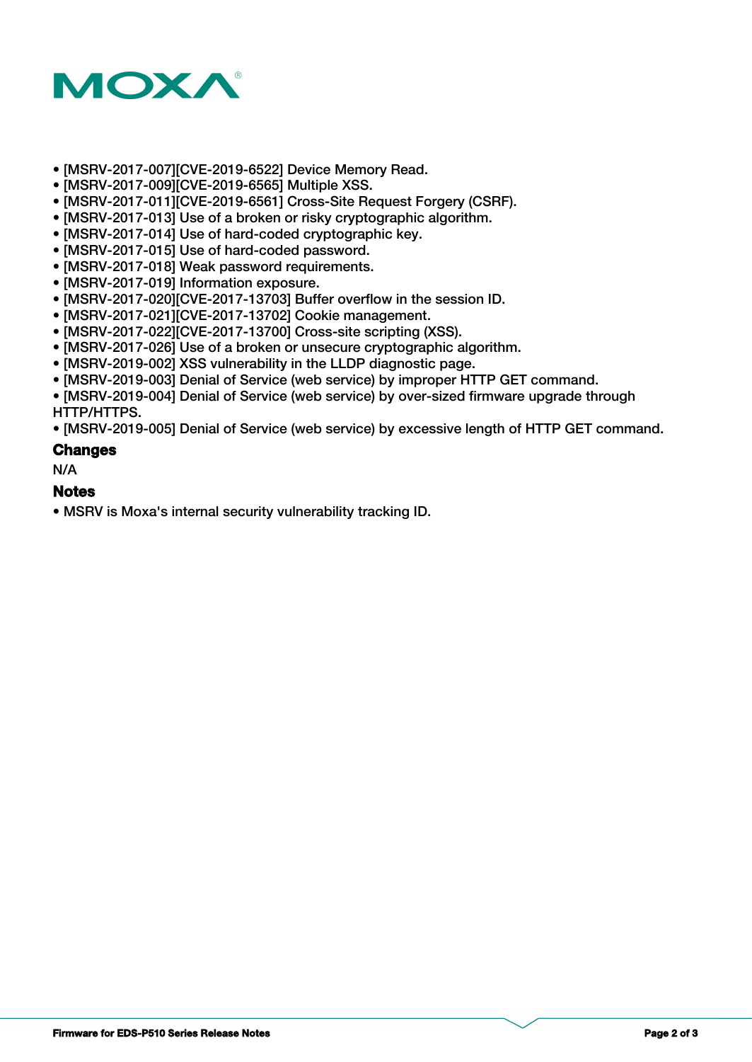- [MSRV-2017-007][CVE-2019-6522] Device Memory Read.
- [MSRV-2017-009][CVE-2019-6565] Multiple XSS.
- [MSRV-2017-011][CVE-2019-6561] Cross-Site Request Forgery (CSRF).
- [MSRV-2017-013] Use of a broken or risky cryptographic algorithm.
- [MSRV-2017-014] Use of hard-coded cryptographic key.
- [MSRV-2017-015] Use of hard-coded password.
- [MSRV-2017-018] Weak password requirements.
- [MSRV-2017-019] Information exposure.
- [MSRV-2017-020][CVE-2017-13703] Buffer overflow in the session ID.
- [MSRV-2017-021][CVE-2017-13702] Cookie management.
- [MSRV-2017-022][CVE-2017-13700] Cross-site scripting (XSS).
- [MSRV-2017-026] Use of a broken or unsecure cryptographic algorithm.
- [MSRV-2019-002] XSS vulnerability in the LLDP diagnostic page.
- [MSRV-2019-003] Denial of Service (web service) by improper HTTP GET command.
- [MSRV-2019-004] Denial of Service (web service) by over-sized firmware upgrade through HTTP/HTTPS.
- [MSRV-2019-005] Denial of Service (web service) by excessive length of HTTP GET command.

### Changes

N/A

### Notes

- MSRV is Moxa's internal security vulnerability tracking ID.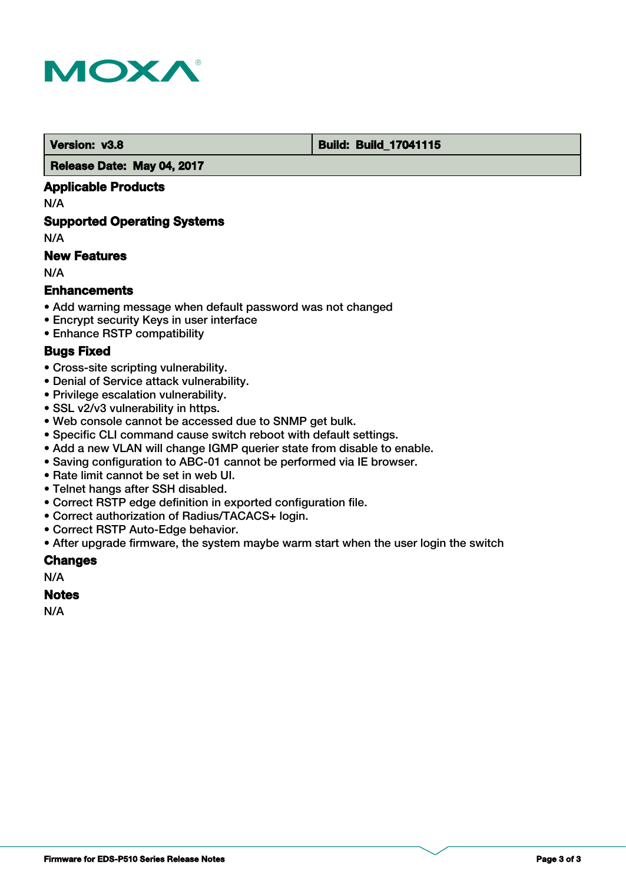| Version: v3.8 | Build: Build_17041115 |
| --- | --- |
| Release Date: May 04, 2017 | |

### Applicable Products

N/A

### Supported Operating Systems

N/A

### New Features

N/A

### Enhancements

- Add warning message when default password was not changed
- Encrypt security Keys in user interface
- Enhance RSTP compatibility

### Bugs Fixed

- Cross-site scripting vulnerability.
- Denial of Service attack vulnerability.
- Privilege escalation vulnerability.
- SSL v2/v3 vulnerability in https.
- Web console cannot be accessed due to SNMP get bulk.
- Specific CLI command cause switch reboot with default settings.
- Add a new VLAN will change IGMP querier state from disable to enable.
- Saving configuration to ABC-01 cannot be performed via IE browser.
- Rate limit cannot be set in web UI.
- Telnet hangs after SSH disabled.
- Correct RSTP edge definition in exported configuration file.
- Correct authorization of Radius/TACACS+ login.
- Correct RSTP Auto-Edge behavior.
- After upgrade firmware, the system maybe warm start when the user login the switch

### Changes

N/A

### Notes

N/A